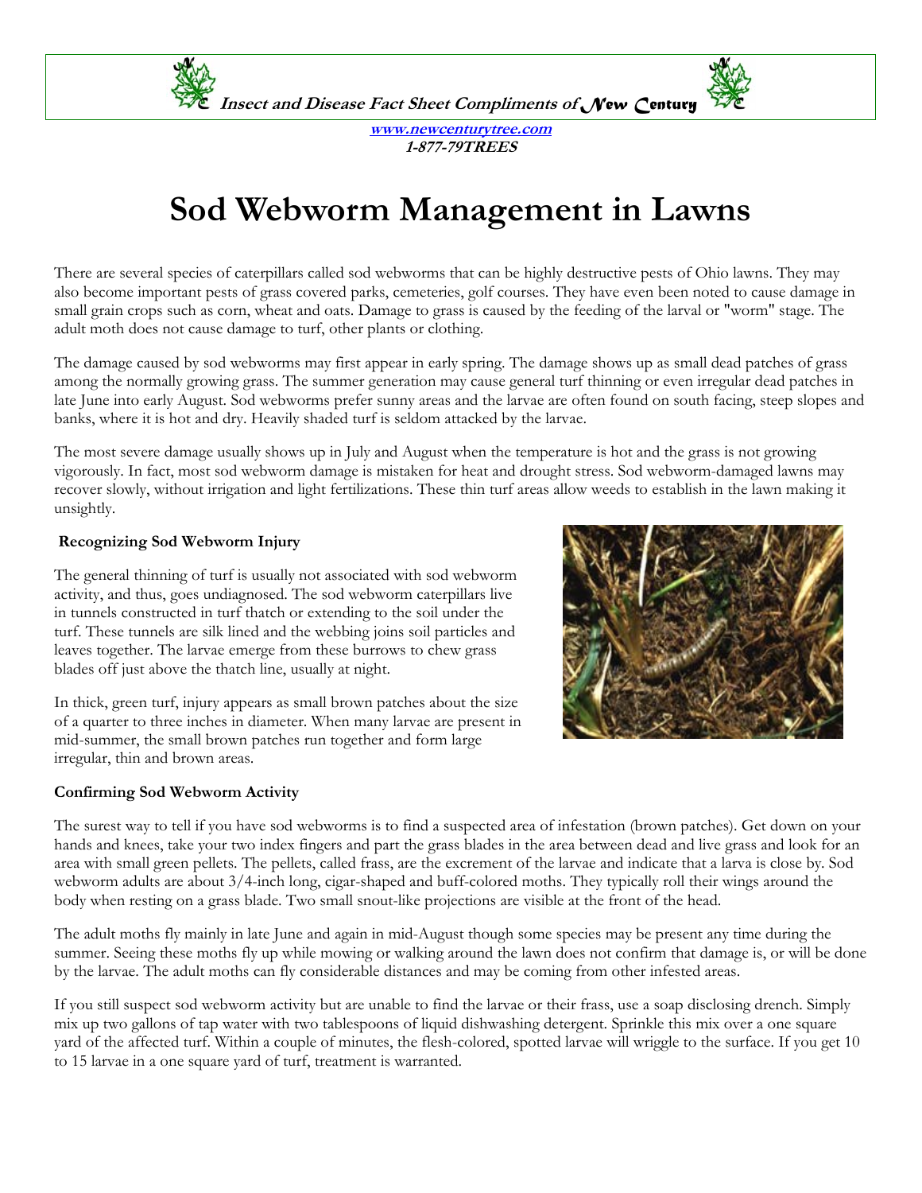*Insect and Disease Fact Sheet Compliments of New Century*

*[www.newcenturytree.com](http://www.newcenturytree.com)*
*1-877-79TREES*

# Sod Webworm Management in Lawns

There are several species of caterpillars called sod webworms that can be highly destructive pests of Ohio lawns. They may also become important pests of grass covered parks, cemeteries, golf courses. They have even been noted to cause damage in small grain crops such as corn, wheat and oats. Damage to grass is caused by the feeding of the larval or "worm" stage. The adult moth does not cause damage to turf, other plants or clothing.

The damage caused by sod webworms may first appear in early spring. The damage shows up as small dead patches of grass among the normally growing grass. The summer generation may cause general turf thinning or even irregular dead patches in late June into early August. Sod webworms prefer sunny areas and the larvae are often found on south facing, steep slopes and banks, where it is hot and dry. Heavily shaded turf is seldom attacked by the larvae.

The most severe damage usually shows up in July and August when the temperature is hot and the grass is not growing vigorously. In fact, most sod webworm damage is mistaken for heat and drought stress. Sod webworm-damaged lawns may recover slowly, without irrigation and light fertilizations. These thin turf areas allow weeds to establish in the lawn making it unsightly.

### Recognizing Sod Webworm Injury

The general thinning of turf is usually not associated with sod webworm activity, and thus, goes undiagnosed. The sod webworm caterpillars live in tunnels constructed in turf thatch or extending to the soil under the turf. These tunnels are silk lined and the webbing joins soil particles and leaves together. The larvae emerge from these burrows to chew grass blades off just above the thatch line, usually at night.

In thick, green turf, injury appears as small brown patches about the size of a quarter to three inches in diameter. When many larvae are present in mid-summer, the small brown patches run together and form large irregular, thin and brown areas.

### Confirming Sod Webworm Activity

The surest way to tell if you have sod webworms is to find a suspected area of infestation (brown patches). Get down on your hands and knees, take your two index fingers and part the grass blades in the area between dead and live grass and look for an area with small green pellets. The pellets, called frass, are the excrement of the larvae and indicate that a larva is close by. Sod webworm adults are about 3/4-inch long, cigar-shaped and buff-colored moths. They typically roll their wings around the body when resting on a grass blade. Two small snout-like projections are visible at the front of the head.

The adult moths fly mainly in late June and again in mid-August though some species may be present any time during the summer. Seeing these moths fly up while mowing or walking around the lawn does not confirm that damage is, or will be done by the larvae. The adult moths can fly considerable distances and may be coming from other infested areas.

If you still suspect sod webworm activity but are unable to find the larvae or their frass, use a soap disclosing drench. Simply mix up two gallons of tap water with two tablespoons of liquid dishwashing detergent. Sprinkle this mix over a one square yard of the affected turf. Within a couple of minutes, the flesh-colored, spotted larvae will wriggle to the surface. If you get 10 to 15 larvae in a one square yard of turf, treatment is warranted.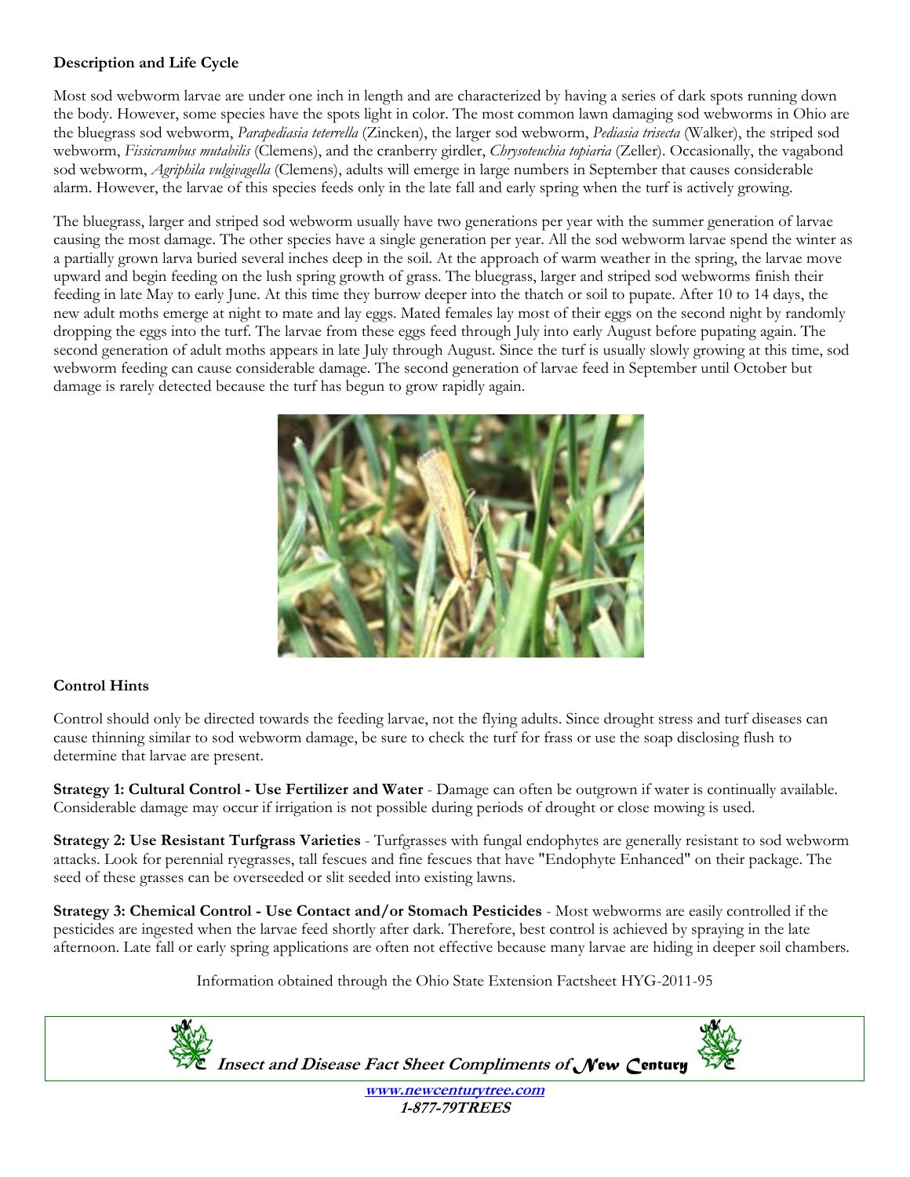**Description and Life Cycle**

Most sod webworm larvae are under one inch in length and are characterized by having a series of dark spots running down the body. However, some species have the spots light in color. The most common lawn damaging sod webworms in Ohio are the bluegrass sod webworm, *Parapediasia teterrella* (Zincken), the larger sod webworm, *Pediasia trisecta* (Walker), the striped sod webworm, *Fissicrambus mutabilis* (Clemens), and the cranberry girdler, *Chrysoteuchia topiaria* (Zeller). Occasionally, the vagabond sod webworm, *Agriphila vulgivagella* (Clemens), adults will emerge in large numbers in September that causes considerable alarm. However, the larvae of this species feeds only in the late fall and early spring when the turf is actively growing.

The bluegrass, larger and striped sod webworm usually have two generations per year with the summer generation of larvae causing the most damage. The other species have a single generation per year. All the sod webworm larvae spend the winter as a partially grown larva buried several inches deep in the soil. At the approach of warm weather in the spring, the larvae move upward and begin feeding on the lush spring growth of grass. The bluegrass, larger and striped sod webworms finish their feeding in late May to early June. At this time they burrow deeper into the thatch or soil to pupate. After 10 to 14 days, the new adult moths emerge at night to mate and lay eggs. Mated females lay most of their eggs on the second night by randomly dropping the eggs into the turf. The larvae from these eggs feed through July into early August before pupating again. The second generation of adult moths appears in late July through August. Since the turf is usually slowly growing at this time, sod webworm feeding can cause considerable damage. The second generation of larvae feed in September until October but damage is rarely detected because the turf has begun to grow rapidly again.

**Control Hints**

Control should only be directed towards the feeding larvae, not the flying adults. Since drought stress and turf diseases can cause thinning similar to sod webworm damage, be sure to check the turf for frass or use the soap disclosing flush to determine that larvae are present.

**Strategy 1: Cultural Control - Use Fertilizer and Water** - Damage can often be outgrown if water is continually available. Considerable damage may occur if irrigation is not possible during periods of drought or close mowing is used.

**Strategy 2: Use Resistant Turfgrass Varieties** - Turfgrasses with fungal endophytes are generally resistant to sod webworm attacks. Look for perennial ryegrasses, tall fescues and fine fescues that have "Endophyte Enhanced" on their package. The seed of these grasses can be overseeded or slit seeded into existing lawns.

**Strategy 3: Chemical Control - Use Contact and/or Stomach Pesticides** - Most webworms are easily controlled if the pesticides are ingested when the larvae feed shortly after dark. Therefore, best control is achieved by spraying in the late afternoon. Late fall or early spring applications are often not effective because many larvae are hiding in deeper soil chambers.

Information obtained through the Ohio State Extension Factsheet HYG-2011-95

***Insect and Disease Fact Sheet Compliments of New Century***

**www.newcenturytree.com**
***1-877-79TREES***